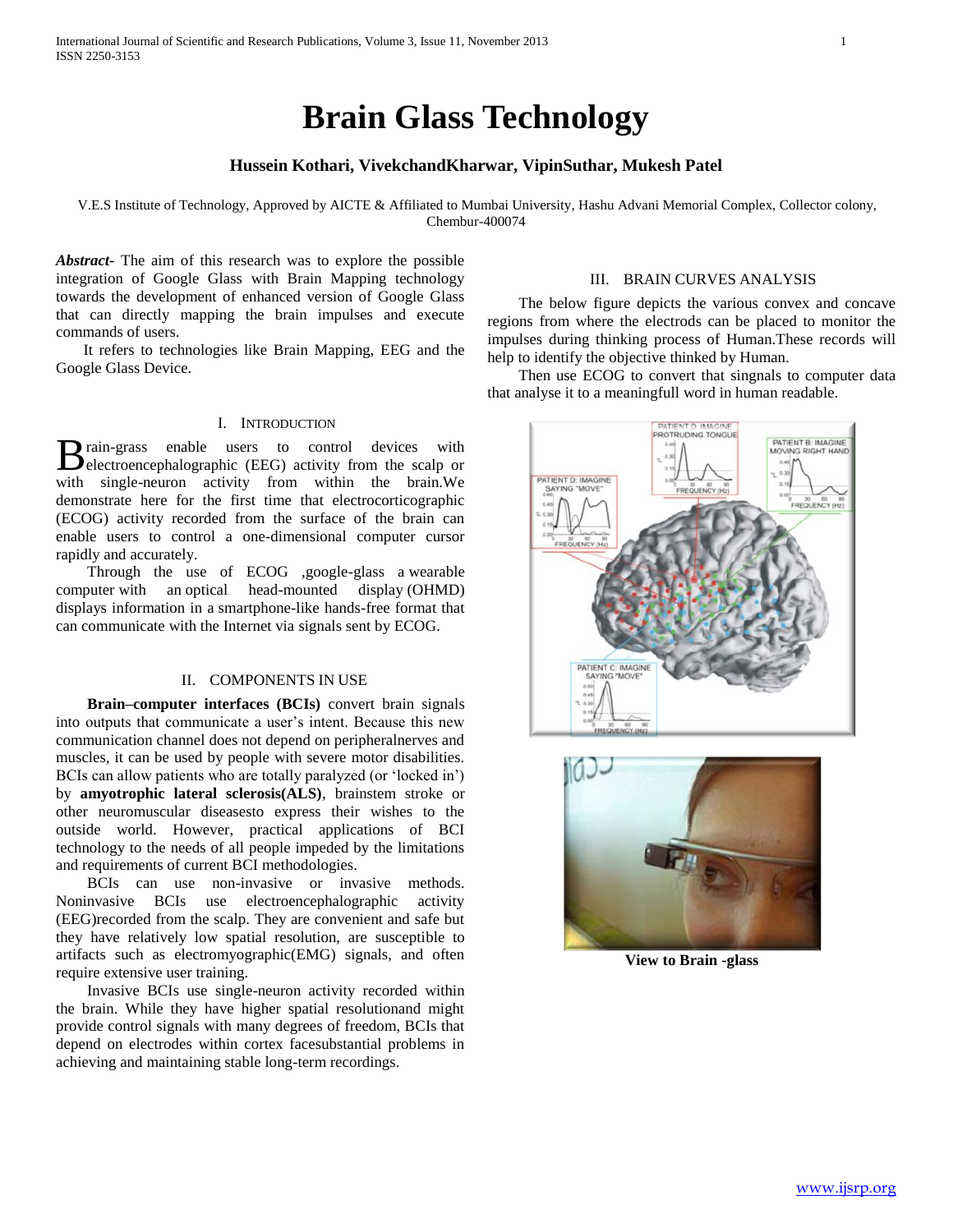# Brain Glass Technology

**Hussein Kothari, VivekchandKharwar, VipinSuthar, Mukesh Patel**

V.E.S Institute of Technology, Approved by AICTE & Affiliated to Mumbai University, Hashu Advani Memorial Complex, Collector colony, Chembur-400074

***Abstract***- The aim of this research was to explore the possible integration of Google Glass with Brain Mapping technology towards the development of enhanced version of Google Glass that can directly mapping the brain impulses and execute commands of users.

It refers to technologies like Brain Mapping, EEG and the Google Glass Device.

## I. Introduction

Brain-grass enable users to control devices with electroencephalographic (EEG) activity from the scalp or with single-neuron activity from within the brain.We demonstrate here for the first time that electrocorticographic (ECOG) activity recorded from the surface of the brain can enable users to control a one-dimensional computer cursor rapidly and accurately.

Through the use of ECOG ,google-glass a wearable computer with an optical head-mounted display (OHMD) displays information in a smartphone-like hands-free format that can communicate with the Internet via signals sent by ECOG.

## II. Components in Use

**Brain–computer interfaces (BCIs)** convert brain signals into outputs that communicate a user's intent. Because this new communication channel does not depend on peripheralnerves and muscles, it can be used by people with severe motor disabilities. BCIs can allow patients who are totally paralyzed (or 'locked in') by **amyotrophic lateral sclerosis(ALS)**, brainstem stroke or other neuromuscular diseasesto express their wishes to the outside world. However, practical applications of BCI technology to the needs of all people impeded by the limitations and requirements of current BCI methodologies.

BCIs can use non-invasive or invasive methods. Noninvasive BCIs use electroencephalographic activity (EEG)recorded from the scalp. They are convenient but they have relatively low spatial resolution, are susceptible to artifacts such as electromyographic(EMG) signals, and often require extensive user training.

Invasive BCIs use single-neuron activity recorded within the brain. While they have higher spatial resolutionand might provide control signals with many degrees of freedom, BCIs that depend on electrodes within cortex facesubstantial problems in achieving and maintaining stable long-term recordings.

## III. Brain Curves Analysis

The below figure depicts the various convex and concave regions from where the electrods can be placed to monitor the impulses during thinking process of Human.These records will help to identify the objective thinked by Human.

Then use ECOG to convert that singnals to computer data that analyse it to a meaningfull word in human readable.

**View to Brain -glass**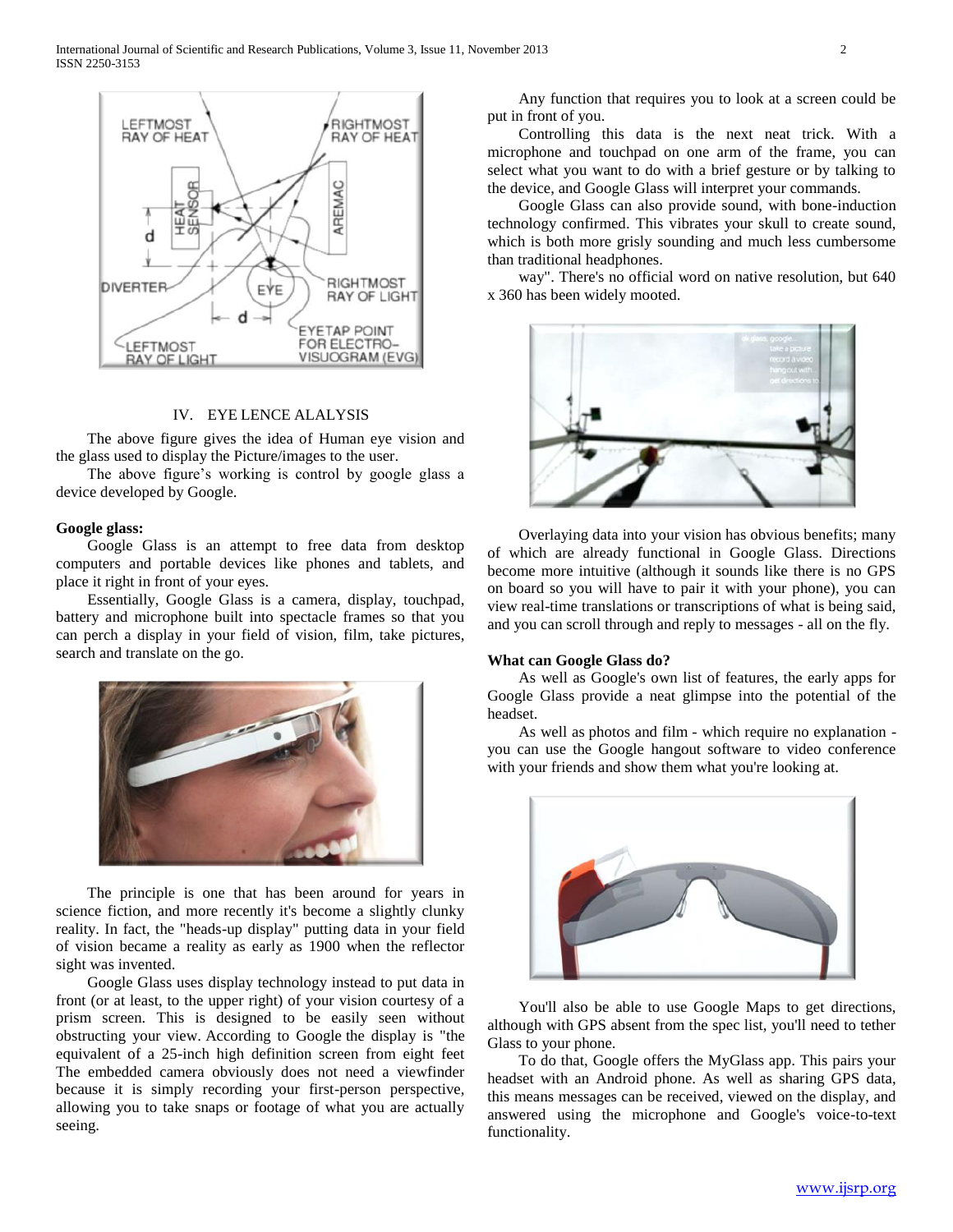## IV. EYE LENCE ALALYSIS

The above figure gives the idea of Human eye vision and the glass used to display the Picture/images to the user.

The above figure's working is control by google glass a device developed by Google.

**Google glass:**

Google Glass is an attempt to free data from desktop computers and portable devices like phones and tablets, and place it right in front of your eyes.

Essentially, Google Glass is a camera, display, touchpad, battery and microphone built into spectacle frames so that you can perch a display in your field of vision, film, take pictures, search and translate on the go.

The principle is one that has been around for years in science fiction, and more recently it's become a slightly clunky reality. In fact, the "heads-up display" putting data in your field of vision became a reality as early as 1900 when the reflector sight was invented.

Google Glass uses display technology instead to put data in front (or at least, to the upper right) of your vision courtesy of a prism screen. This is designed to be easily seen without obstructing your view. According to Google the display is "the equivalent of a 25-inch high definition screen from eight feet The embedded camera obviously does not need a viewfinder because it is simply recording your first-person perspective, allowing you to take snaps or footage of what you are actually seeing.

Any function that requires you to look at a screen could be put in front of you.

Controlling this data is the next neat trick. With a microphone and touchpad on one arm of the frame, you can select what you want to do with a brief gesture or by talking to the device, and Google Glass will interpret your commands.

Google Glass can also provide sound, with bone-induction technology confirmed. This vibrates your skull to create sound, which is both more grisly sounding and much less cumbersome than traditional headphones.

way". There's no official word on native resolution, but 640 x 360 has been widely mooted.

Overlaying data into your vision has obvious benefits; many of which are already functional in Google Glass. Directions become more intuitive (although it sounds like there is no GPS on board so you will have to pair it with your phone), you can view real-time translations or transcriptions of what is being said, and you can scroll through and reply to messages - all on the fly.

**What can Google Glass do?**

As well as Google's own list of features, the early apps for Google Glass provide a neat glimpse into the potential of the headset.

As well as photos and film - which require no explanation - you can use the Google hangout software to video conference with your friends and show them what you're looking at.

You'll also be able to use Google Maps to get directions, although with GPS absent from the spec list, you'll need to tether Glass to your phone.

To do that, Google offers the MyGlass app. This pairs your headset with an Android phone. As well as sharing GPS data, this means messages can be received, viewed on the display, and answered using the microphone and Google's voice-to-text functionality.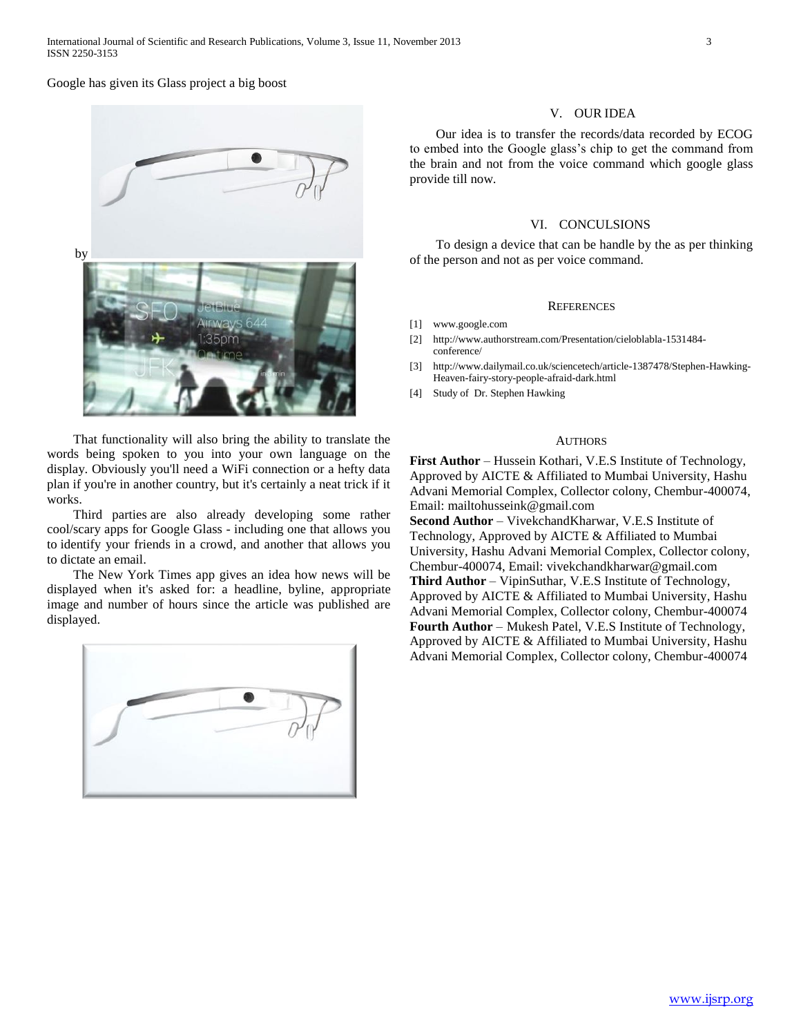Google has given its Glass project a big boost

by

That functionality will also bring the ability to translate the words being spoken to you into your own language on the display. Obviously you'll need a WiFi connection or a hefty data plan if you're in another country, but it's certainly a neat trick if it works.

Third parties are also already developing some rather cool/scary apps for Google Glass - including one that allows you to identify your friends in a crowd, and another that allows you to dictate an email.

The New York Times app gives an idea how news will be displayed when it's asked for: a headline, byline, appropriate image and number of hours since the article was published are displayed.

## V. OUR IDEA

Our idea is to transfer the records/data recorded by ECOG to embed into the Google glass's chip to get the command from the brain and not from the voice command which google glass provide till now.

## VI. CONCULSIONS

To design a device that can be handle by the as per thinking of the person and not as per voice command.

## REFERENCES

[1] www.google.com

[2] http://www.authorstream.com/Presentation/cieloblabla-1531484-conference/

[3] http://www.dailymail.co.uk/sciencetech/article-1387478/Stephen-Hawking-Heaven-fairy-story-people-afraid-dark.html

[4] Study of Dr. Stephen Hawking

## AUTHORS

**First Author** – Hussein Kothari, V.E.S Institute of Technology, Approved by AICTE & Affiliated to Mumbai University, Hashu Advani Memorial Complex, Collector colony, Chembur-400074, Email: mailtohusseink@gmail.com

**Second Author** – VivekchandKharwar, V.E.S Institute of Technology, Approved by AICTE & Affiliated to Mumbai University, Hashu Advani Memorial Complex, Collector colony, Chembur-400074, Email: vivekchandkharwar@gmail.com

**Third Author** – VipinSuthar, V.E.S Institute of Technology, Approved by AICTE & Affiliated to Mumbai University, Hashu Advani Memorial Complex, Collector colony, Chembur-400074

**Fourth Author** – Mukesh Patel, V.E.S Institute of Technology, Approved by AICTE & Affiliated to Mumbai University, Hashu Advani Memorial Complex, Collector colony, Chembur-400074